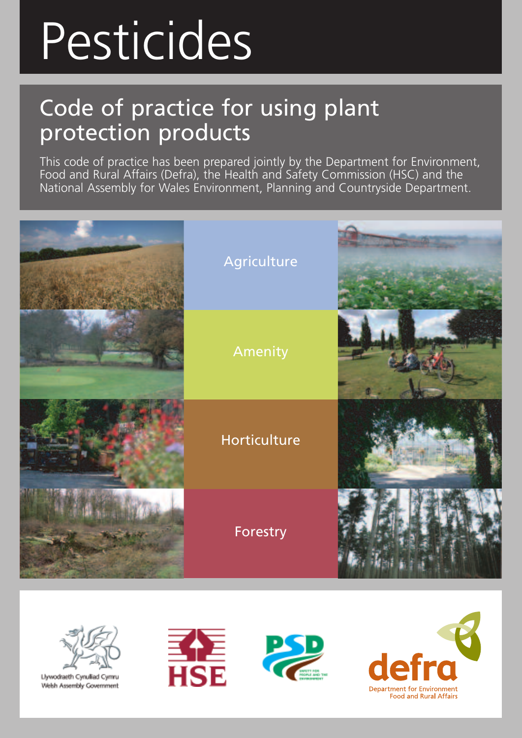# Pesticides

## Code of practice for using plant protection products

This code of practice has been prepared jointly by the Department for Environment, Food and Rural Affairs (Defra), the Health and Safety Commission (HSC) and the National Assembly for Wales Environment, Planning and Countryside Department.

Agriculture

Amenity

Horticulture

Forestry

Llywodraeth Cynulliad Cymru
Welsh Assembly Government

HSE

PSD

defra
Department for Environment Food and Rural Affairs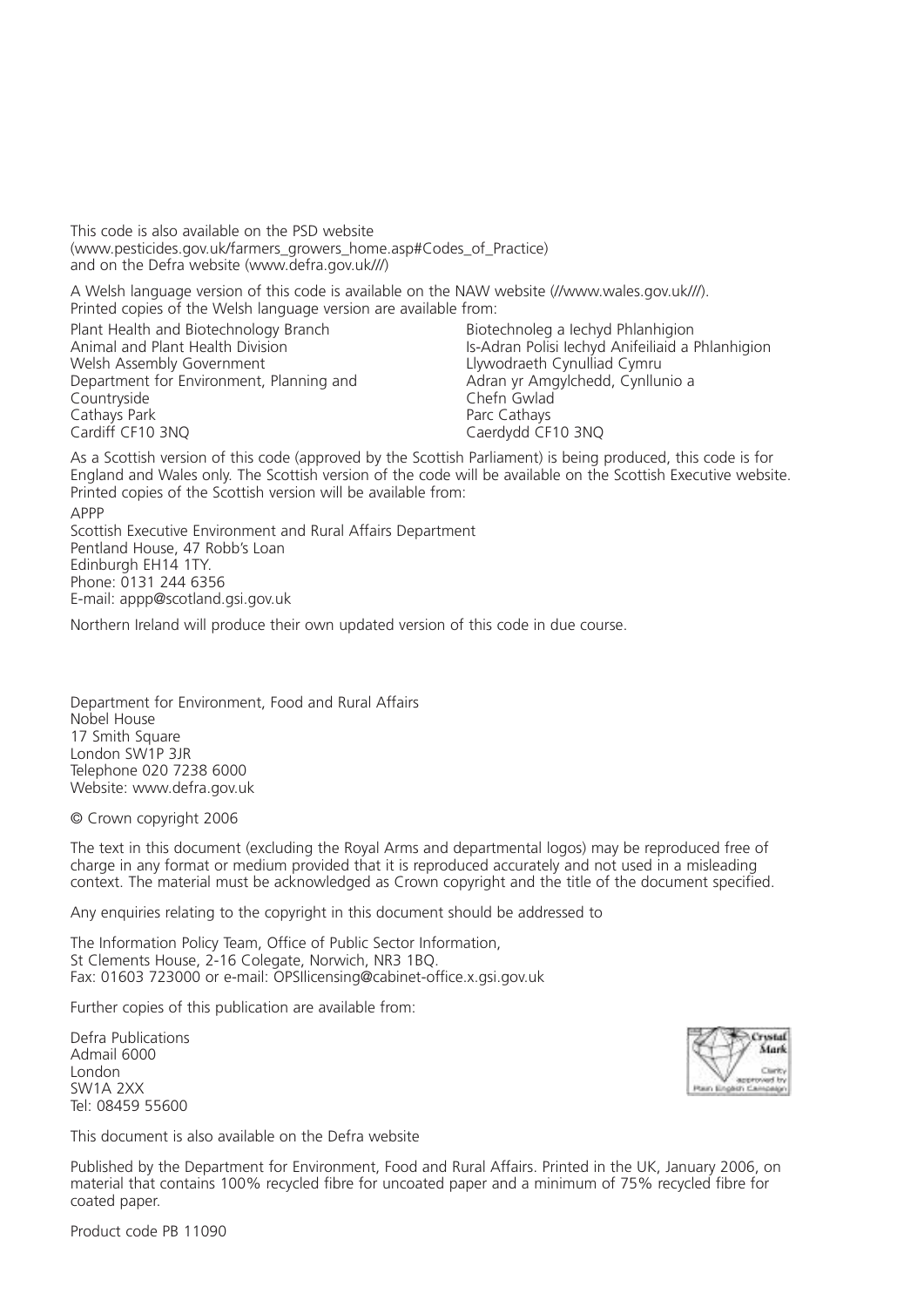This code is also available on the PSD website
(www.pesticides.gov.uk/farmers_growers_home.asp#Codes_of_Practice)
and on the Defra website (www.defra.gov.uk///)

A Welsh language version of this code is available on the NAW website (//www.wales.gov.uk///).
Printed copies of the Welsh language version are available from:

| | |
|---|---|
| Plant Health and Biotechnology Branch | Biotechnoleg a Iechyd Phlanhigion |
| Animal and Plant Health Division | Is-Adran Polisi Iechyd Anifeiliaid a Phlanhigion |
| Welsh Assembly Government | Llywodraeth Cynulliad Cymru |
| Department for Environment, Planning and Countryside | Adran yr Amgylchedd, Cynllunio a Chefn Gwlad |
| Cathays Park | Parc Cathays |
| Cardiff CF10 3NQ | Caerdydd CF10 3NQ |

As a Scottish version of this code (approved by the Scottish Parliament) is being produced, this code is for England and Wales only. The Scottish version of the code will be available on the Scottish Executive website. Printed copies of the Scottish version will be available from:

APPP
Scottish Executive Environment and Rural Affairs Department
Pentland House, 47 Robb's Loan
Edinburgh EH14 1TY.
Phone: 0131 244 6356
E-mail: appp@scotland.gsi.gov.uk

Northern Ireland will produce their own updated version of this code in due course.

Department for Environment, Food and Rural Affairs
Nobel House
17 Smith Square
London SW1P 3JR
Telephone 020 7238 6000
Website: www.defra.gov.uk

© Crown copyright 2006

The text in this document (excluding the Royal Arms and departmental logos) may be reproduced free of charge in any format or medium provided that it is reproduced accurately and not used in a misleading context. The material must be acknowledged as Crown copyright and the title of the document specified.

Any enquiries relating to the copyright in this document should be addressed to

The Information Policy Team, Office of Public Sector Information,
St Clements House, 2-16 Colegate, Norwich, NR3 1BQ.
Fax: 01603 723000 or e-mail: OPSIlicensing@cabinet-office.x.gsi.gov.uk

Further copies of this publication are available from:

Defra Publications
Admail 6000
London
SW1A 2XX
Tel: 08459 55600

Crystal Mark
Clarity approved by Plain English Campaign

This document is also available on the Defra website

Published by the Department for Environment, Food and Rural Affairs. Printed in the UK, January 2006, on material that contains 100% recycled fibre for uncoated paper and a minimum of 75% recycled fibre for coated paper.

Product code PB 11090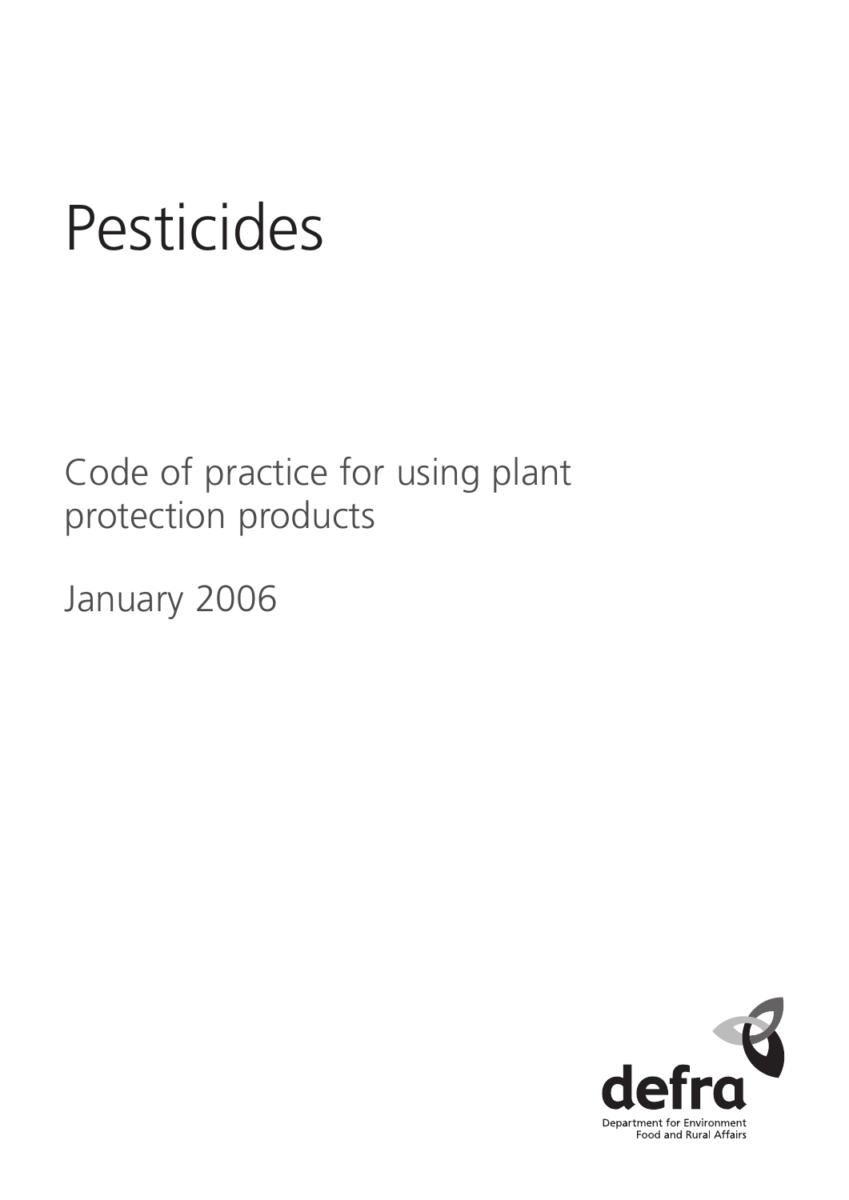# Pesticides

Code of practice for using plant protection products

January 2006

defra

Department for Environment Food and Rural Affairs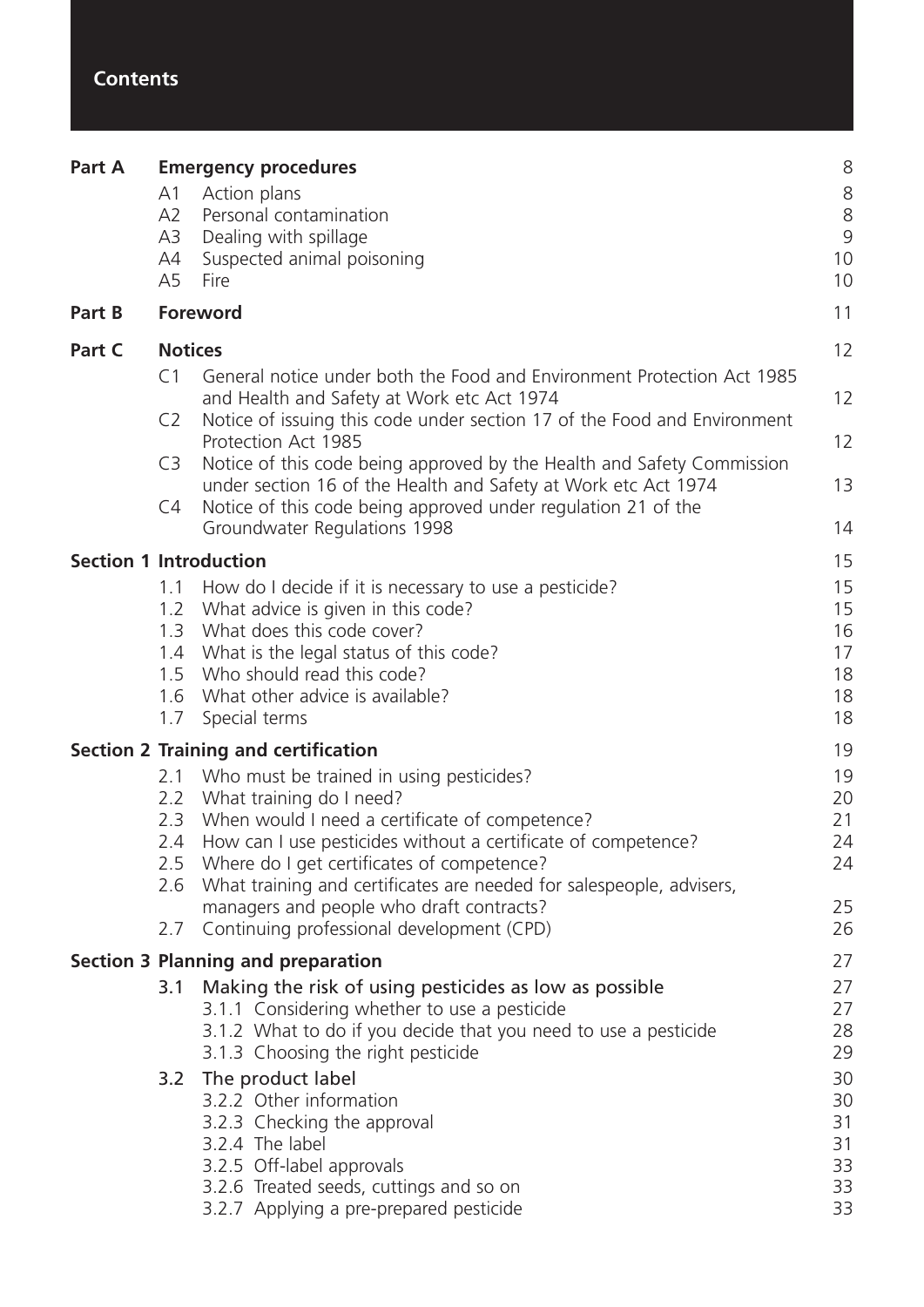# Contents

| | | | |
|---|---|---|---|
| **Part A** | **Emergency procedures** | | 8 |
| | A1 | Action plans | 8 |
| | A2 | Personal contamination | 8 |
| | A3 | Dealing with spillage | 9 |
| | A4 | Suspected animal poisoning | 10 |
| | A5 | Fire | 10 |
| **Part B** | **Foreword** | | 11 |
| **Part C** | **Notices** | | 12 |
| | C1 | General notice under both the Food and Environment Protection Act 1985 and Health and Safety at Work etc Act 1974 | 12 |
| | C2 | Notice of issuing this code under section 17 of the Food and Environment Protection Act 1985 | 12 |
| | C3 | Notice of this code being approved by the Health and Safety Commission under section 16 of the Health and Safety at Work etc Act 1974 | 13 |
| | C4 | Notice of this code being approved under regulation 21 of the Groundwater Regulations 1998 | 14 |
| **Section 1** | **Introduction** | | 15 |
| | 1.1 | How do I decide if it is necessary to use a pesticide? | 15 |
| | 1.2 | What advice is given in this code? | 15 |
| | 1.3 | What does this code cover? | 16 |
| | 1.4 | What is the legal status of this code? | 17 |
| | 1.5 | Who should read this code? | 18 |
| | 1.6 | What other advice is available? | 18 |
| | 1.7 | Special terms | 18 |
| **Section 2** | **Training and certification** | | 19 |
| | 2.1 | Who must be trained in using pesticides? | 19 |
| | 2.2 | What training do I need? | 20 |
| | 2.3 | When would I need a certificate of competence? | 21 |
| | 2.4 | How can I use pesticides without a certificate of competence? | 24 |
| | 2.5 | Where do I get certificates of competence? | 24 |
| | 2.6 | What training and certificates are needed for salespeople, advisers, managers and people who draft contracts? | 25 |
| | 2.7 | Continuing professional development (CPD) | 26 |
| **Section 3** | **Planning and preparation** | | 27 |
| | 3.1 | Making the risk of using pesticides as low as possible | 27 |
| | | 3.1.1 Considering whether to use a pesticide | 27 |
| | | 3.1.2 What to do if you decide that you need to use a pesticide | 28 |
| | | 3.1.3 Choosing the right pesticide | 29 |
| | 3.2 | The product label | 30 |
| | | 3.2.2 Other information | 30 |
| | | 3.2.3 Checking the approval | 31 |
| | | 3.2.4 The label | 31 |
| | | 3.2.5 Off-label approvals | 33 |
| | | 3.2.6 Treated seeds, cuttings and so on | 33 |
| | | 3.2.7 Applying a pre-prepared pesticide | 33 |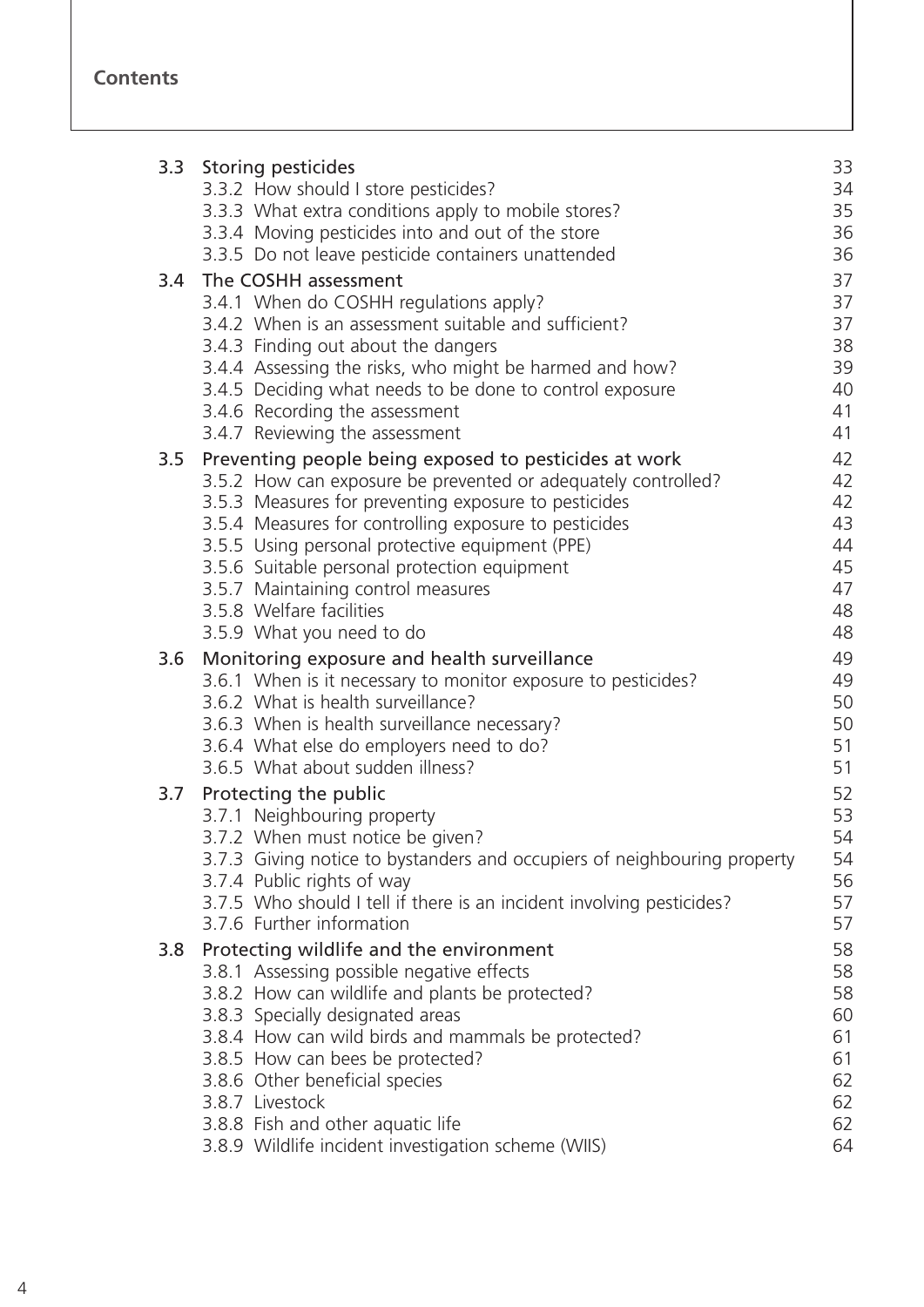## Contents

| | | |
|---|---|---|
| **3.3** | **Storing pesticides** | 33 |
| | 3.3.2 How should I store pesticides? | 34 |
| | 3.3.3 What extra conditions apply to mobile stores? | 35 |
| | 3.3.4 Moving pesticides into and out of the store | 36 |
| | 3.3.5 Do not leave pesticide containers unattended | 36 |
| **3.4** | **The COSHH assessment** | 37 |
| | 3.4.1 When do COSHH regulations apply? | 37 |
| | 3.4.2 When is an assessment suitable and sufficient? | 37 |
| | 3.4.3 Finding out about the dangers | 38 |
| | 3.4.4 Assessing the risks, who might be harmed and how? | 39 |
| | 3.4.5 Deciding what needs to be done to control exposure | 40 |
| | 3.4.6 Recording the assessment | 41 |
| | 3.4.7 Reviewing the assessment | 41 |
| **3.5** | **Preventing people being exposed to pesticides at work** | 42 |
| | 3.5.2 How can exposure be prevented or adequately controlled? | 42 |
| | 3.5.3 Measures for preventing exposure to pesticides | 42 |
| | 3.5.4 Measures for controlling exposure to pesticides | 43 |
| | 3.5.5 Using personal protective equipment (PPE) | 44 |
| | 3.5.6 Suitable personal protection equipment | 45 |
| | 3.5.7 Maintaining control measures | 47 |
| | 3.5.8 Welfare facilities | 48 |
| | 3.5.9 What you need to do | 48 |
| **3.6** | **Monitoring exposure and health surveillance** | 49 |
| | 3.6.1 When is it necessary to monitor exposure to pesticides? | 49 |
| | 3.6.2 What is health surveillance? | 50 |
| | 3.6.3 When is health surveillance necessary? | 50 |
| | 3.6.4 What else do employers need to do? | 51 |
| | 3.6.5 What about sudden illness? | 51 |
| **3.7** | **Protecting the public** | 52 |
| | 3.7.1 Neighbouring property | 53 |
| | 3.7.2 When must notice be given? | 54 |
| | 3.7.3 Giving notice to bystanders and occupiers of neighbouring property | 54 |
| | 3.7.4 Public rights of way | 56 |
| | 3.7.5 Who should I tell if there is an incident involving pesticides? | 57 |
| | 3.7.6 Further information | 57 |
| **3.8** | **Protecting wildlife and the environment** | 58 |
| | 3.8.1 Assessing possible negative effects | 58 |
| | 3.8.2 How can wildlife and plants be protected? | 58 |
| | 3.8.3 Specially designated areas | 60 |
| | 3.8.4 How can wild birds and mammals be protected? | 61 |
| | 3.8.5 How can bees be protected? | 61 |
| | 3.8.6 Other beneficial species | 62 |
| | 3.8.7 Livestock | 62 |
| | 3.8.8 Fish and other aquatic life | 62 |
| | 3.8.9 Wildlife incident investigation scheme (WIIS) | 64 |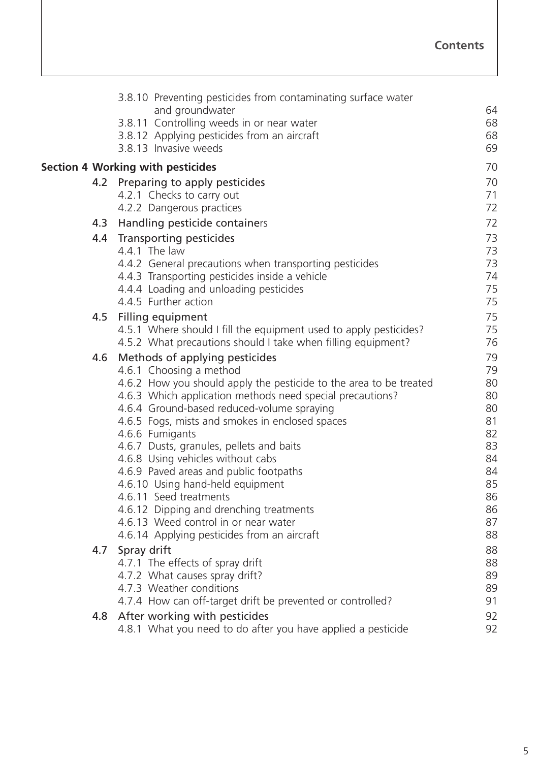| | | |
|---|---|---|
| | 3.8.10 Preventing pesticides from contaminating surface water and groundwater | 64 |
| | 3.8.11 Controlling weeds in or near water | 68 |
| | 3.8.12 Applying pesticides from an aircraft | 68 |
| | 3.8.13 Invasive weeds | 69 |
| **Section 4** | **Working with pesticides** | 70 |
| 4.2 | Preparing to apply pesticides | 70 |
| | 4.2.1 Checks to carry out | 71 |
| | 4.2.2 Dangerous practices | 72 |
| 4.3 | Handling pesticide containers | 72 |
| 4.4 | Transporting pesticides | 73 |
| | 4.4.1 The law | 73 |
| | 4.4.2 General precautions when transporting pesticides | 73 |
| | 4.4.3 Transporting pesticides inside a vehicle | 74 |
| | 4.4.4 Loading and unloading pesticides | 75 |
| | 4.4.5 Further action | 75 |
| 4.5 | Filling equipment | 75 |
| | 4.5.1 Where should I fill the equipment used to apply pesticides? | 75 |
| | 4.5.2 What precautions should I take when filling equipment? | 76 |
| 4.6 | Methods of applying pesticides | 79 |
| | 4.6.1 Choosing a method | 79 |
| | 4.6.2 How you should apply the pesticide to the area to be treated | 80 |
| | 4.6.3 Which application methods need special precautions? | 80 |
| | 4.6.4 Ground-based reduced-volume spraying | 80 |
| | 4.6.5 Fogs, mists and smokes in enclosed spaces | 81 |
| | 4.6.6 Fumigants | 82 |
| | 4.6.7 Dusts, granules, pellets and baits | 83 |
| | 4.6.8 Using vehicles without cabs | 84 |
| | 4.6.9 Paved areas and public footpaths | 84 |
| | 4.6.10 Using hand-held equipment | 85 |
| | 4.6.11 Seed treatments | 86 |
| | 4.6.12 Dipping and drenching treatments | 86 |
| | 4.6.13 Weed control in or near water | 87 |
| | 4.6.14 Applying pesticides from an aircraft | 88 |
| 4.7 | Spray drift | 88 |
| | 4.7.1 The effects of spray drift | 88 |
| | 4.7.2 What causes spray drift? | 89 |
| | 4.7.3 Weather conditions | 89 |
| | 4.7.4 How can off-target drift be prevented or controlled? | 91 |
| 4.8 | After working with pesticides | 92 |
| | 4.8.1 What you need to do after you have applied a pesticide | 92 |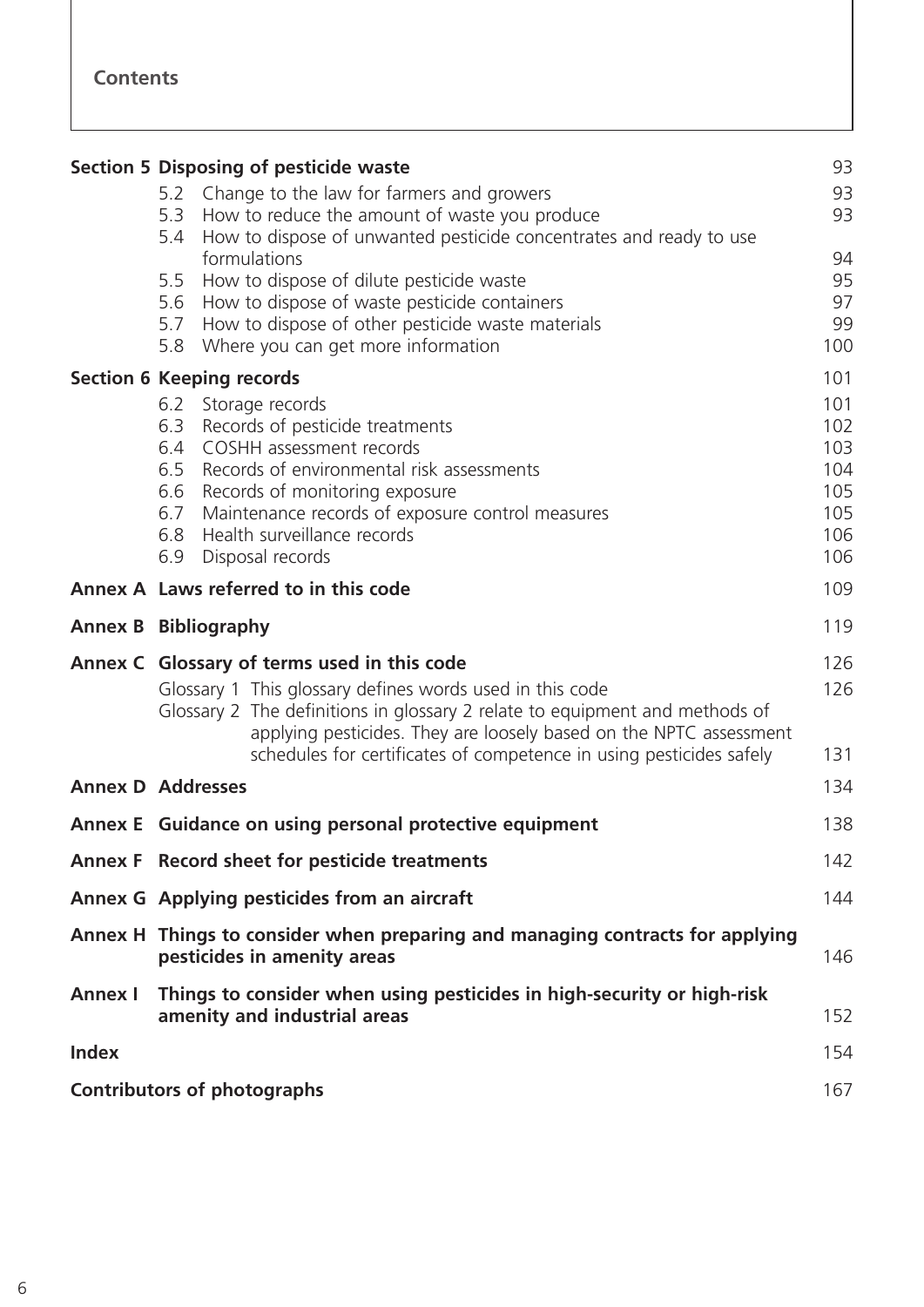**Contents**

| | | |
|---|---|---|
| **Section 5 Disposing of pesticide waste** | | 93 |
| | 5.2 Change to the law for farmers and growers | 93 |
| | 5.3 How to reduce the amount of waste you produce | 93 |
| | 5.4 How to dispose of unwanted pesticide concentrates and ready to use formulations | 94 |
| | 5.5 How to dispose of dilute pesticide waste | 95 |
| | 5.6 How to dispose of waste pesticide containers | 97 |
| | 5.7 How to dispose of other pesticide waste materials | 99 |
| | 5.8 Where you can get more information | 100 |
| **Section 6 Keeping records** | | 101 |
| | 6.2 Storage records | 101 |
| | 6.3 Records of pesticide treatments | 102 |
| | 6.4 COSHH assessment records | 103 |
| | 6.5 Records of environmental risk assessments | 104 |
| | 6.6 Records of monitoring exposure | 105 |
| | 6.7 Maintenance records of exposure control measures | 105 |
| | 6.8 Health surveillance records | 106 |
| | 6.9 Disposal records | 106 |
| **Annex A** | **Laws referred to in this code** | 109 |
| **Annex B** | **Bibliography** | 119 |
| **Annex C** | **Glossary of terms used in this code** | 126 |
| | Glossary 1 This glossary defines words used in this code | 126 |
| | Glossary 2 The definitions in glossary 2 relate to equipment and methods of applying pesticides. They are loosely based on the NPTC assessment schedules for certificates of competence in using pesticides safely | 131 |
| **Annex D** | **Addresses** | 134 |
| **Annex E** | **Guidance on using personal protective equipment** | 138 |
| **Annex F** | **Record sheet for pesticide treatments** | 142 |
| **Annex G** | **Applying pesticides from an aircraft** | 144 |
| **Annex H** | **Things to consider when preparing and managing contracts for applying pesticides in amenity areas** | 146 |
| **Annex I** | **Things to consider when using pesticides in high-security or high-risk amenity and industrial areas** | 152 |
| **Index** | | 154 |
| **Contributors of photographs** | | 167 |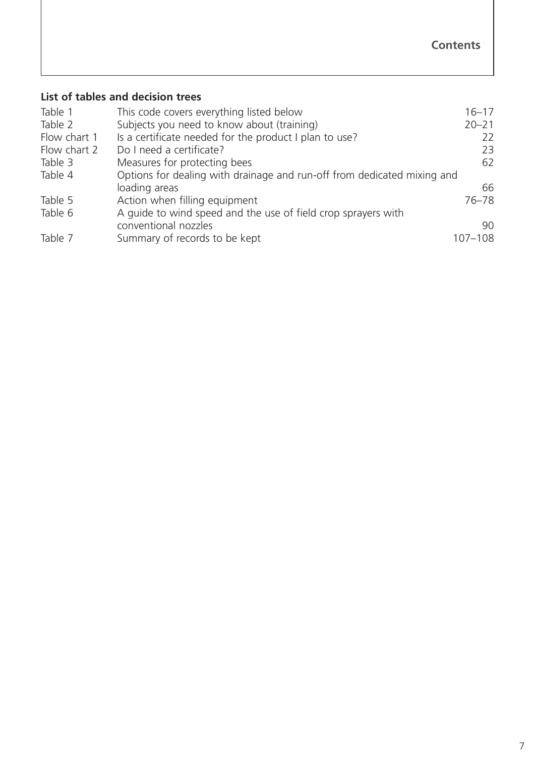## List of tables and decision trees

| | | |
|---|---|---|
| Table 1 | This code covers everything listed below | 16–17 |
| Table 2 | Subjects you need to know about (training) | 20–21 |
| Flow chart 1 | Is a certificate needed for the product I plan to use? | 22 |
| Flow chart 2 | Do I need a certificate? | 23 |
| Table 3 | Measures for protecting bees | 62 |
| Table 4 | Options for dealing with drainage and run-off from dedicated mixing and loading areas | 66 |
| Table 5 | Action when filling equipment | 76–78 |
| Table 6 | A guide to wind speed and the use of field crop sprayers with conventional nozzles | 90 |
| Table 7 | Summary of records to be kept | 107–108 |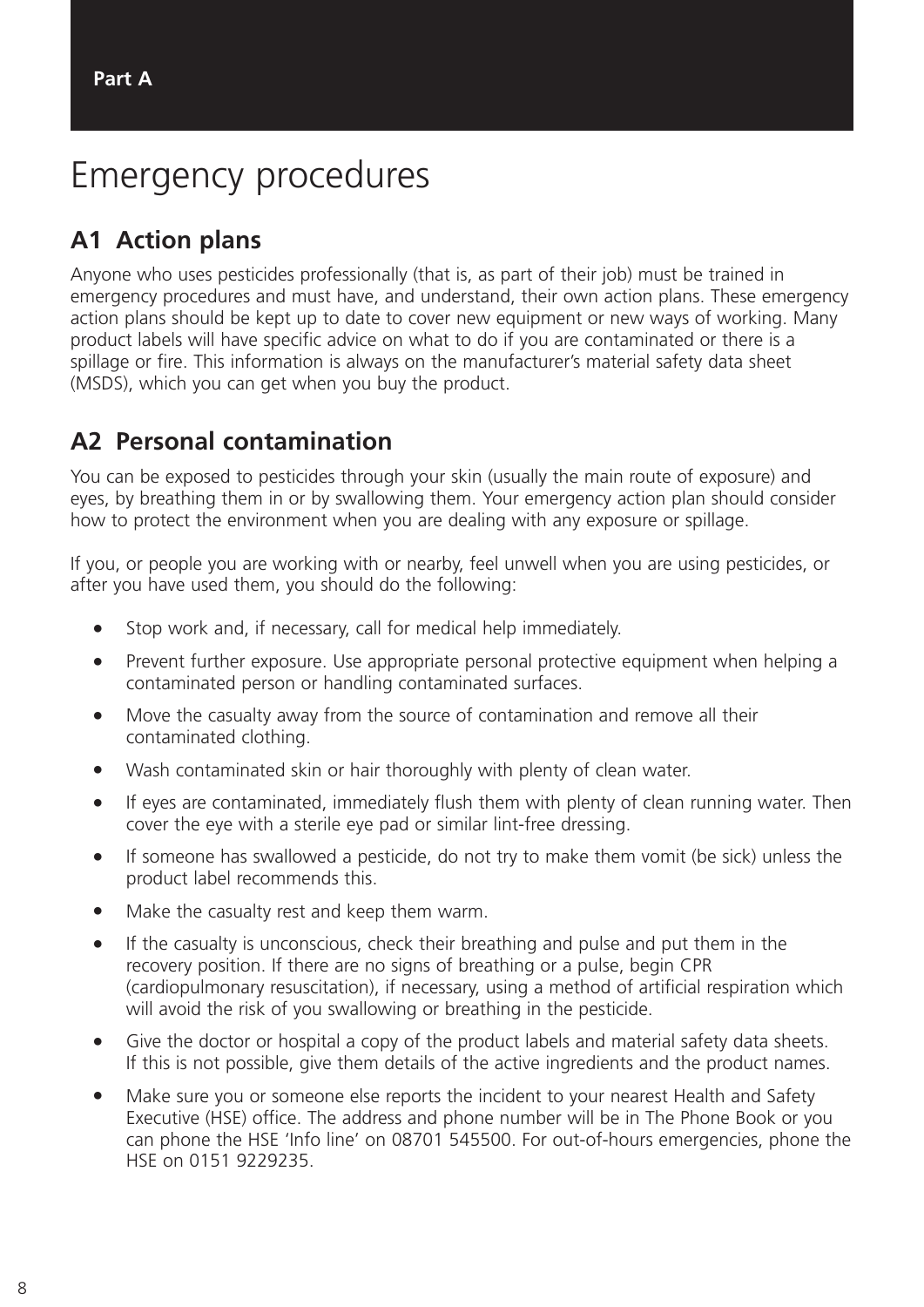# Emergency procedures

## A1 Action plans

Anyone who uses pesticides professionally (that is, as part of their job) must be trained in emergency procedures and must have, and understand, their own action plans. These emergency action plans should be kept up to date to cover new equipment or new ways of working. Many product labels will have specific advice on what to do if you are contaminated or there is a spillage or fire. This information is always on the manufacturer's material safety data sheet (MSDS), which you can get when you buy the product.

## A2 Personal contamination

You can be exposed to pesticides through your skin (usually the main route of exposure) and eyes, by breathing them in or by swallowing them. Your emergency action plan should consider how to protect the environment when you are dealing with any exposure or spillage.

If you, or people you are working with or nearby, feel unwell when you are using pesticides, or after you have used them, you should do the following:

- Stop work and, if necessary, call for medical help immediately.
- Prevent further exposure. Use appropriate personal protective equipment when helping a contaminated person or handling contaminated surfaces.
- Move the casualty away from the source of contamination and remove all their contaminated clothing.
- Wash contaminated skin or hair thoroughly with plenty of clean water.
- If eyes are contaminated, immediately flush them with plenty of clean running water. Then cover the eye with a sterile eye pad or similar lint-free dressing.
- If someone has swallowed a pesticide, do not try to make them vomit (be sick) unless the product label recommends this.
- Make the casualty rest and keep them warm.
- If the casualty is unconscious, check their breathing and pulse and put them in the recovery position. If there are no signs of breathing or a pulse, begin CPR (cardiopulmonary resuscitation), if necessary, using a method of artificial respiration which will avoid the risk of you swallowing or breathing in the pesticide.
- Give the doctor or hospital a copy of the product labels and material safety data sheets. If this is not possible, give them details of the active ingredients and the product names.
- Make sure you or someone else reports the incident to your nearest Health and Safety Executive (HSE) office. The address and phone number will be in The Phone Book or you can phone the HSE 'Info line' on 08701 545500. For out-of-hours emergencies, phone the HSE on 0151 9229235.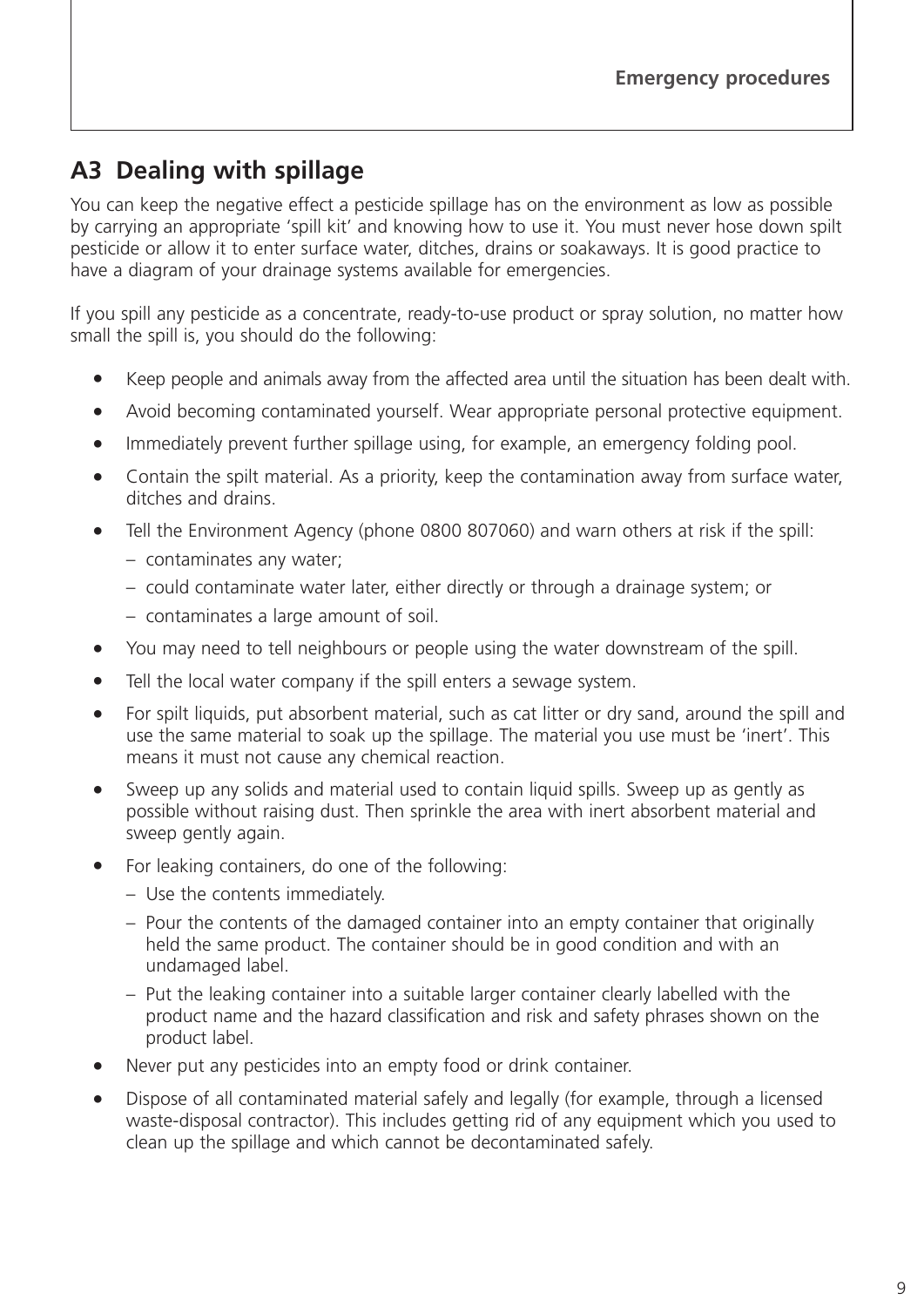## A3 Dealing with spillage

You can keep the negative effect a pesticide spillage has on the environment as low as possible by carrying an appropriate 'spill kit' and knowing how to use it. You must never hose down spilt pesticide or allow it to enter surface water, ditches, drains or soakaways. It is good practice to have a diagram of your drainage systems available for emergencies.

If you spill any pesticide as a concentrate, ready-to-use product or spray solution, no matter how small the spill is, you should do the following:

- Keep people and animals away from the affected area until the situation has been dealt with.
- Avoid becoming contaminated yourself. Wear appropriate personal protective equipment.
- Immediately prevent further spillage using, for example, an emergency folding pool.
- Contain the spilt material. As a priority, keep the contamination away from surface water, ditches and drains.
- Tell the Environment Agency (phone 0800 807060) and warn others at risk if the spill:
  - contaminates any water;
  - could contaminate water later, either directly or through a drainage system; or
  - contaminates a large amount of soil.
- You may need to tell neighbours or people using the water downstream of the spill.
- Tell the local water company if the spill enters a sewage system.
- For spilt liquids, put absorbent material, such as cat litter or dry sand, around the spill and use the same material to soak up the spillage. The material you use must be 'inert'. This means it must not cause any chemical reaction.
- Sweep up any solids and material used to contain liquid spills. Sweep up as gently as possible without raising dust. Then sprinkle the area with inert absorbent material and sweep gently again.
- For leaking containers, do one of the following:
  - Use the contents immediately.
  - Pour the contents of the damaged container into an empty container that originally held the same product. The container should be in good condition and with an undamaged label.
  - Put the leaking container into a suitable larger container clearly labelled with the product name and the hazard classification and risk and safety phrases shown on the product label.
- Never put any pesticides into an empty food or drink container.
- Dispose of all contaminated material safely and legally (for example, through a licensed waste-disposal contractor). This includes getting rid of any equipment which you used to clean up the spillage and which cannot be decontaminated safely.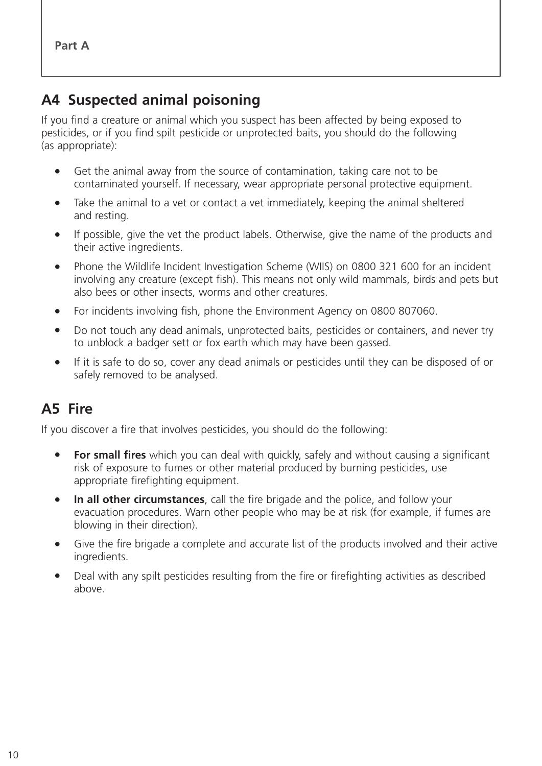## A4 Suspected animal poisoning

If you find a creature or animal which you suspect has been affected by being exposed to pesticides, or if you find spilt pesticide or unprotected baits, you should do the following (as appropriate):

- Get the animal away from the source of contamination, taking care not to be contaminated yourself. If necessary, wear appropriate personal protective equipment.
- Take the animal to a vet or contact a vet immediately, keeping the animal sheltered and resting.
- If possible, give the vet the product labels. Otherwise, give the name of the products and their active ingredients.
- Phone the Wildlife Incident Investigation Scheme (WIIS) on 0800 321 600 for an incident involving any creature (except fish). This means not only wild mammals, birds and pets but also bees or other insects, worms and other creatures.
- For incidents involving fish, phone the Environment Agency on 0800 807060.
- Do not touch any dead animals, unprotected baits, pesticides or containers, and never try to unblock a badger sett or fox earth which may have been gassed.
- If it is safe to do so, cover any dead animals or pesticides until they can be disposed of or safely removed to be analysed.

## A5 Fire

If you discover a fire that involves pesticides, you should do the following:

- **For small fires** which you can deal with quickly, safely and without causing a significant risk of exposure to fumes or other material produced by burning pesticides, use appropriate firefighting equipment.
- **In all other circumstances**, call the fire brigade and the police, and follow your evacuation procedures. Warn other people who may be at risk (for example, if fumes are blowing in their direction).
- Give the fire brigade a complete and accurate list of the products involved and their active ingredients.
- Deal with any spilt pesticides resulting from the fire or firefighting activities as described above.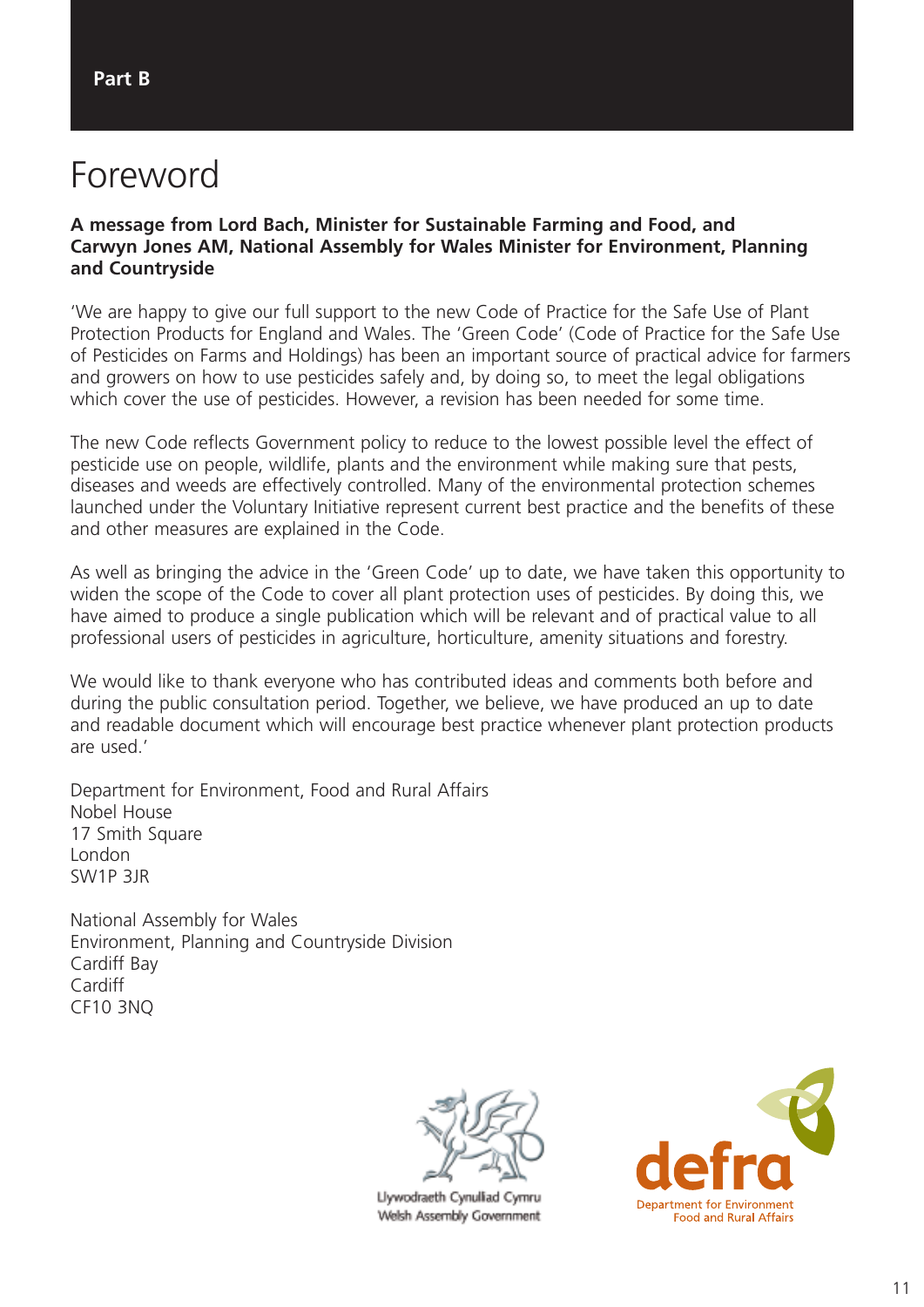Part B

# Foreword

**A message from Lord Bach, Minister for Sustainable Farming and Food, and Carwyn Jones AM, National Assembly for Wales Minister for Environment, Planning and Countryside**

'We are happy to give our full support to the new Code of Practice for the Safe Use of Plant Protection Products for England and Wales. The 'Green Code' (Code of Practice for the Safe Use of Pesticides on Farms and Holdings) has been an important source of practical advice for farmers and growers on how to use pesticides safely and, by doing so, to meet the legal obligations which cover the use of pesticides. However, a revision has been needed for some time.

The new Code reflects Government policy to reduce to the lowest possible level the effect of pesticide use on people, wildlife, plants and the environment while making sure that pests, diseases and weeds are effectively controlled. Many of the environmental protection schemes launched under the Voluntary Initiative represent current best practice and the benefits of these and other measures are explained in the Code.

As well as bringing the advice in the 'Green Code' up to date, we have taken this opportunity to widen the scope of the Code to cover all plant protection uses of pesticides. By doing this, we have aimed to produce a single publication which will be relevant and of practical value to all professional users of pesticides in agriculture, horticulture, amenity situations and forestry.

We would like to thank everyone who has contributed ideas and comments both before and during the public consultation period. Together, we believe, we have produced an up to date and readable document which will encourage best practice whenever plant protection products are used.'

Department for Environment, Food and Rural Affairs
Nobel House
17 Smith Square
London
SW1P 3JR

National Assembly for Wales
Environment, Planning and Countryside Division
Cardiff Bay
Cardiff
CF10 3NQ

Llywodraeth Cynulliad Cymru
Welsh Assembly Government

defra
Department for Environment
Food and Rural Affairs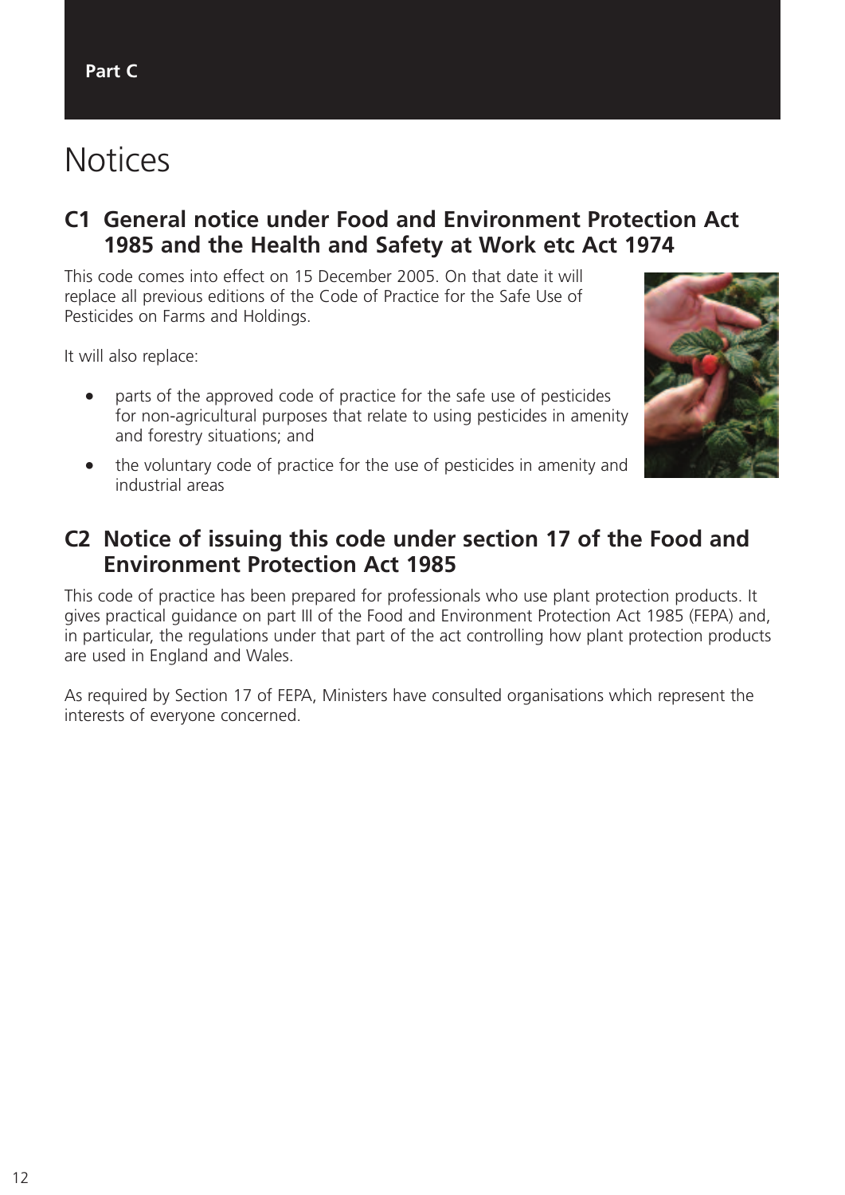Part C

# Notices

## C1 General notice under Food and Environment Protection Act 1985 and the Health and Safety at Work etc Act 1974

This code comes into effect on 15 December 2005. On that date it will replace all previous editions of the Code of Practice for the Safe Use of Pesticides on Farms and Holdings.

It will also replace:

- parts of the approved code of practice for the safe use of pesticides for non-agricultural purposes that relate to using pesticides in amenity and forestry situations; and
- the voluntary code of practice for the use of pesticides in amenity and industrial areas

## C2 Notice of issuing this code under section 17 of the Food and Environment Protection Act 1985

This code of practice has been prepared for professionals who use plant protection products. It gives practical guidance on part III of the Food and Environment Protection Act 1985 (FEPA) and, in particular, the regulations under that part of the act controlling how plant protection products are used in England and Wales.

As required by Section 17 of FEPA, Ministers have consulted organisations which represent the interests of everyone concerned.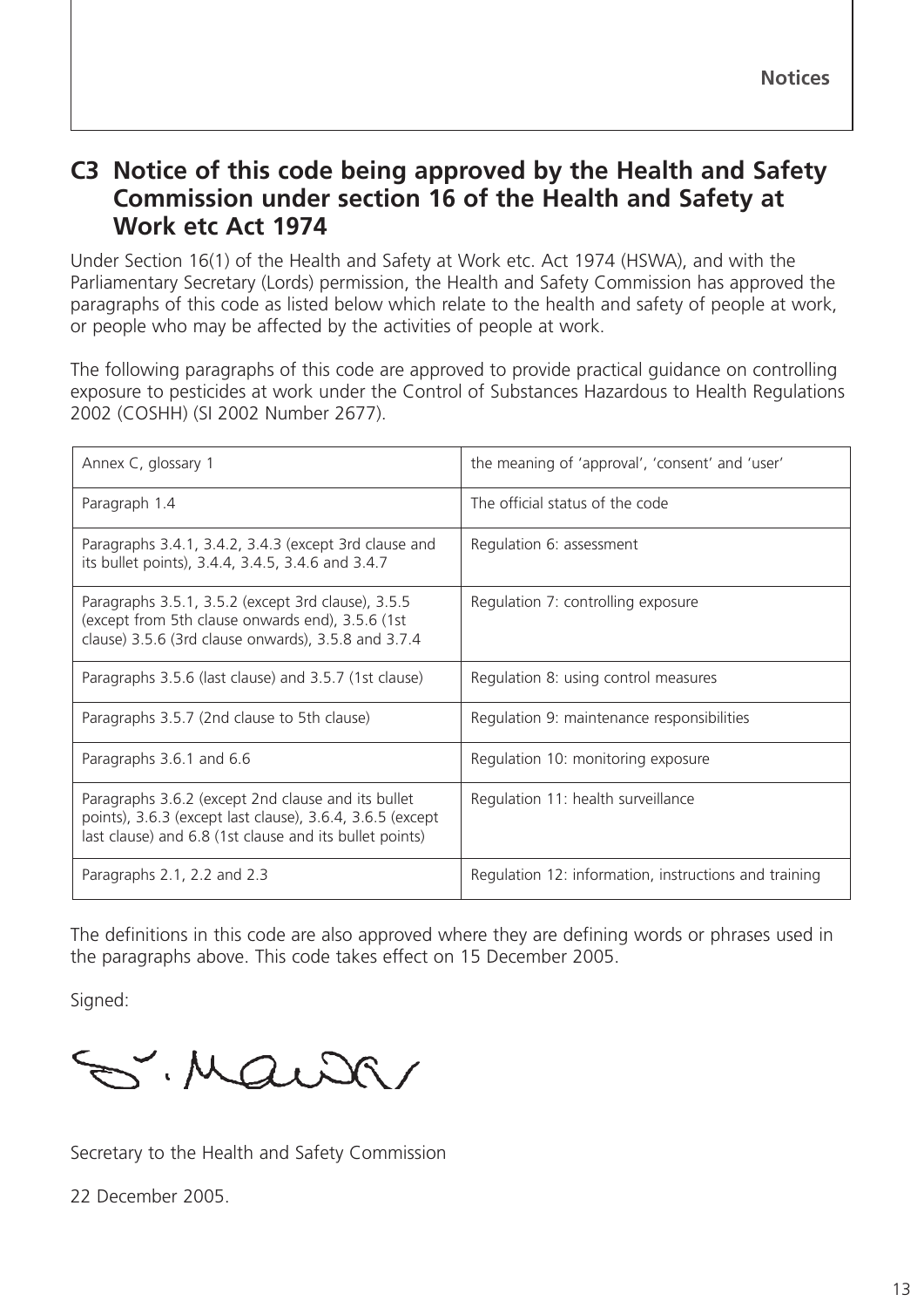## C3 Notice of this code being approved by the Health and Safety Commission under section 16 of the Health and Safety at Work etc Act 1974

Under Section 16(1) of the Health and Safety at Work etc. Act 1974 (HSWA), and with the Parliamentary Secretary (Lords) permission, the Health and Safety Commission has approved the paragraphs of this code as listed below which relate to the health and safety of people at work, or people who may be affected by the activities of people at work.

The following paragraphs of this code are approved to provide practical guidance on controlling exposure to pesticides at work under the Control of Substances Hazardous to Health Regulations 2002 (COSHH) (SI 2002 Number 2677).

| | |
|---|---|
| Annex C, glossary 1 | the meaning of 'approval', 'consent' and 'user' |
| Paragraph 1.4 | The official status of the code |
| Paragraphs 3.4.1, 3.4.2, 3.4.3 (except 3rd clause and its bullet points), 3.4.4, 3.4.5, 3.4.6 and 3.4.7 | Regulation 6: assessment |
| Paragraphs 3.5.1, 3.5.2 (except 3rd clause), 3.5.5 (except from 5th clause onwards end), 3.5.6 (1st clause) 3.5.6 (3rd clause onwards), 3.5.8 and 3.7.4 | Regulation 7: controlling exposure |
| Paragraphs 3.5.6 (last clause) and 3.5.7 (1st clause) | Regulation 8: using control measures |
| Paragraphs 3.5.7 (2nd clause to 5th clause) | Regulation 9: maintenance responsibilities |
| Paragraphs 3.6.1 and 6.6 | Regulation 10: monitoring exposure |
| Paragraphs 3.6.2 (except 2nd clause and its bullet points), 3.6.3 (except last clause), 3.6.4, 3.6.5 (except last clause) and 6.8 (1st clause and its bullet points) | Regulation 11: health surveillance |
| Paragraphs 2.1, 2.2 and 2.3 | Regulation 12: information, instructions and training |

The definitions in this code are also approved where they are defining words or phrases used in the paragraphs above. This code takes effect on 15 December 2005.

Signed:

Secretary to the Health and Safety Commission

22 December 2005.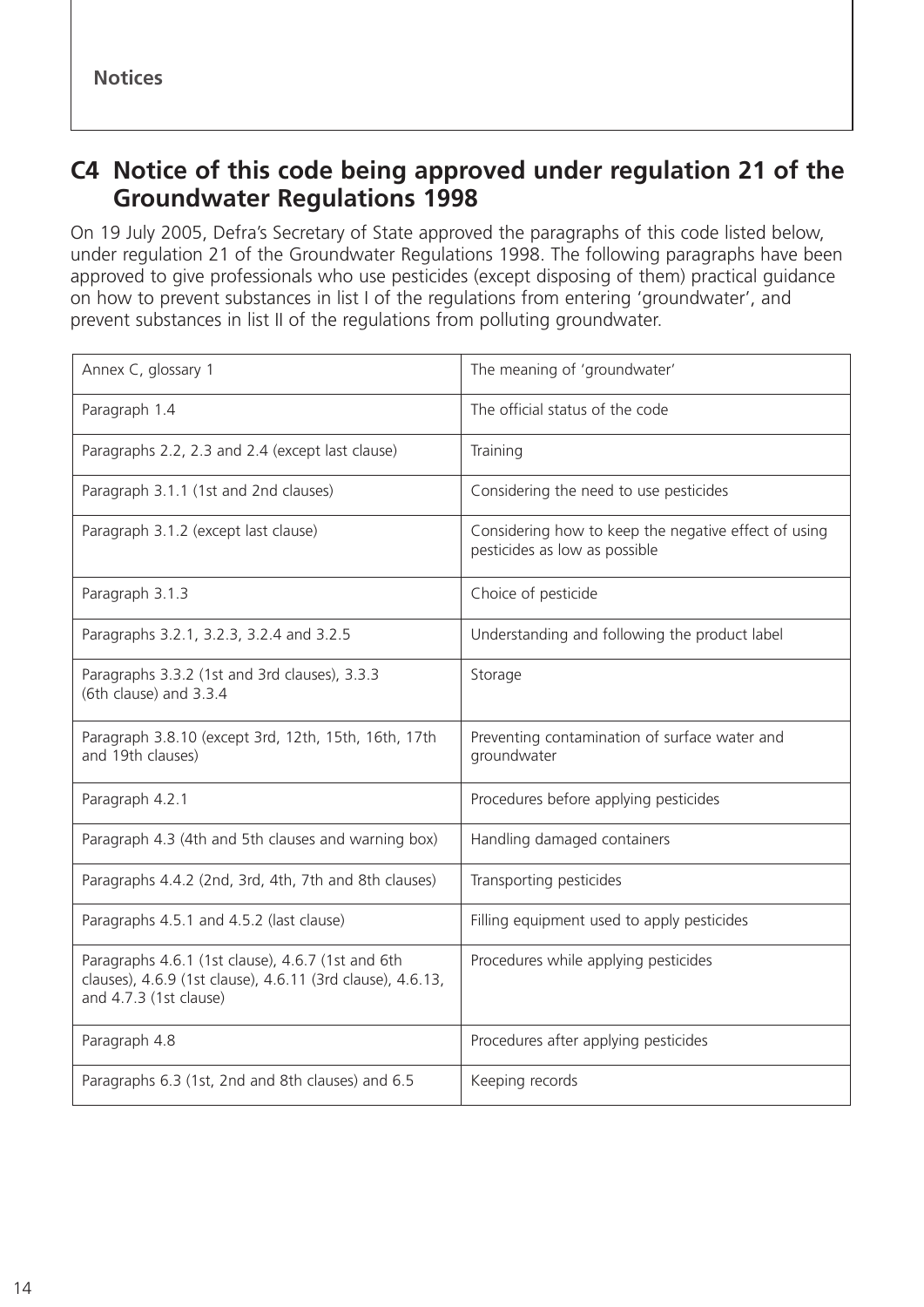**Notices**

## C4 Notice of this code being approved under regulation 21 of the Groundwater Regulations 1998

On 19 July 2005, Defra's Secretary of State approved the paragraphs of this code listed below, under regulation 21 of the Groundwater Regulations 1998. The following paragraphs have been approved to give professionals who use pesticides (except disposing of them) practical guidance on how to prevent substances in list I of the regulations from entering 'groundwater', and prevent substances in list II of the regulations from polluting groundwater.

| | |
|---|---|
| Annex C, glossary 1 | The meaning of 'groundwater' |
| Paragraph 1.4 | The official status of the code |
| Paragraphs 2.2, 2.3 and 2.4 (except last clause) | Training |
| Paragraph 3.1.1 (1st and 2nd clauses) | Considering the need to use pesticides |
| Paragraph 3.1.2 (except last clause) | Considering how to keep the negative effect of using pesticides as low as possible |
| Paragraph 3.1.3 | Choice of pesticide |
| Paragraphs 3.2.1, 3.2.3, 3.2.4 and 3.2.5 | Understanding and following the product label |
| Paragraphs 3.3.2 (1st and 3rd clauses), 3.3.3 (6th clause) and 3.3.4 | Storage |
| Paragraph 3.8.10 (except 3rd, 12th, 15th, 16th, 17th and 19th clauses) | Preventing contamination of surface water and groundwater |
| Paragraph 4.2.1 | Procedures before applying pesticides |
| Paragraph 4.3 (4th and 5th clauses and warning box) | Handling damaged containers |
| Paragraphs 4.4.2 (2nd, 3rd, 4th, 7th and 8th clauses) | Transporting pesticides |
| Paragraphs 4.5.1 and 4.5.2 (last clause) | Filling equipment used to apply pesticides |
| Paragraphs 4.6.1 (1st clause), 4.6.7 (1st and 6th clauses), 4.6.9 (1st clause), 4.6.11 (3rd clause), 4.6.13, and 4.7.3 (1st clause) | Procedures while applying pesticides |
| Paragraph 4.8 | Procedures after applying pesticides |
| Paragraphs 6.3 (1st, 2nd and 8th clauses) and 6.5 | Keeping records |